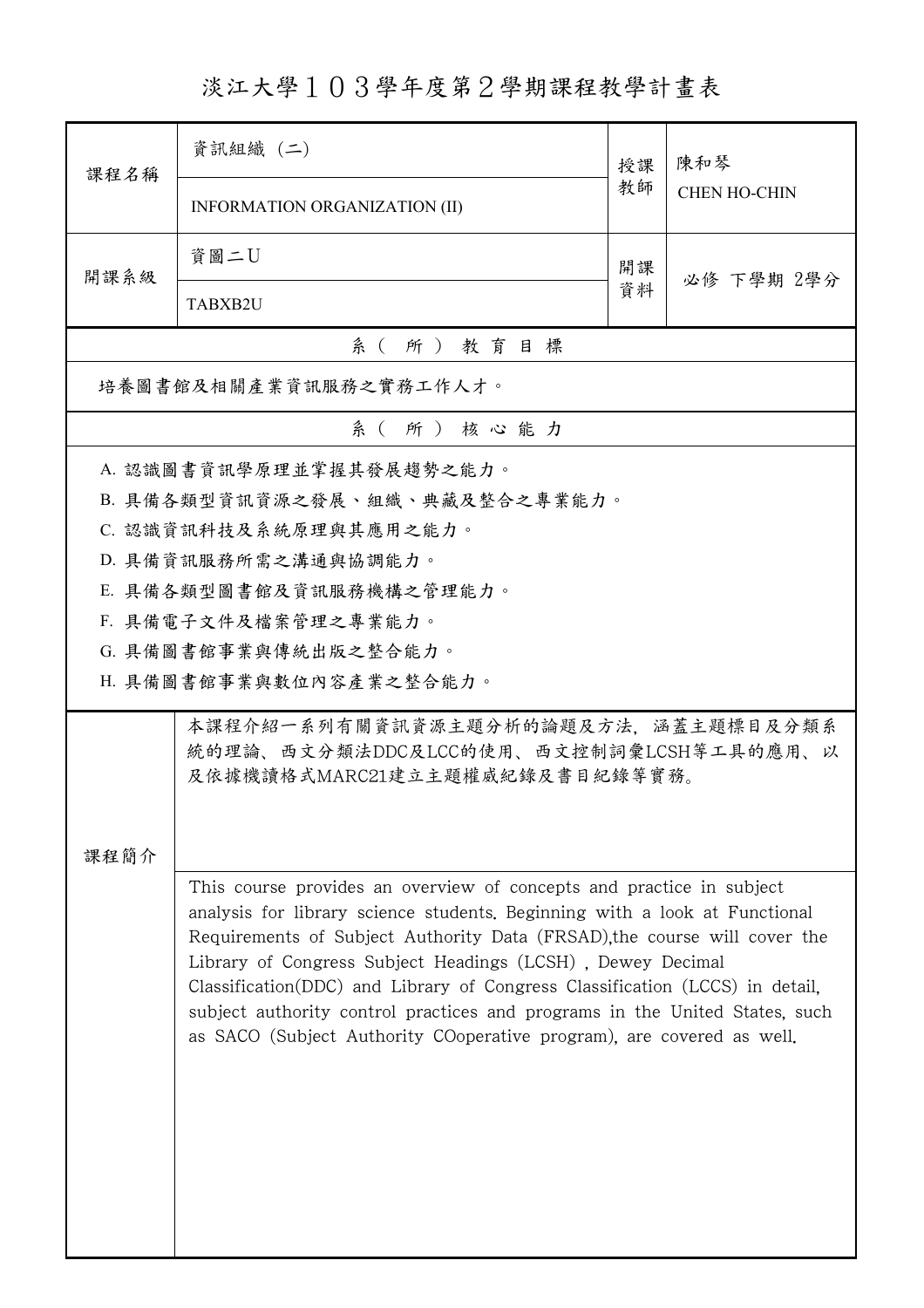# 淡江大學１０３學年度第２學期課程教學計畫表

| 課程名稱 | 資訊組織 (二) | 授課教師 | 陳和琴 |
| --- | --- | --- | --- |
| | INFORMATION ORGANIZATION (II) | | CHEN HO-CHIN |
| 開課系級 | 資圖二U | 開課資料 | 必修 下學期 2學分 |
| | TABXB2U | | |

## 系（所）教育目標

培養圖書館及相關產業資訊服務之實務工作人才。

## 系（所）核心能力

A. 認識圖書資訊學原理並掌握其發展趨勢之能力。
B. 具備各類型資訊資源之發展、組織、典藏及整合之專業能力。
C. 認識資訊科技及系統原理與其應用之能力。
D. 具備資訊服務所需之溝通與協調能力。
E. 具備各類型圖書館及資訊服務機構之管理能力。
F. 具備電子文件及檔案管理之專業能力。
G. 具備圖書館事業與傳統出版之整合能力。
H. 具備圖書館事業與數位內容產業之整合能力。

## 課程簡介

本課程介紹一系列有關資訊資源主題分析的論題及方法，涵蓋主題標目及分類系統的理論、西文分類法DDC及LCC的使用、西文控制詞彙LCSH等工具的應用、以及依據機讀格式MARC21建立主題權威紀錄及書目紀錄等實務。

This course provides an overview of concepts and practice in subject analysis for library science students. Beginning with a look at Functional Requirements of Subject Authority Data (FRSAD),the course will cover the Library of Congress Subject Headings (LCSH) , Dewey Decimal Classification(DDC) and Library of Congress Classification (LCCS) in detail, subject authority control practices and programs in the United States, such as SACO (Subject Authority COoperative program), are covered as well.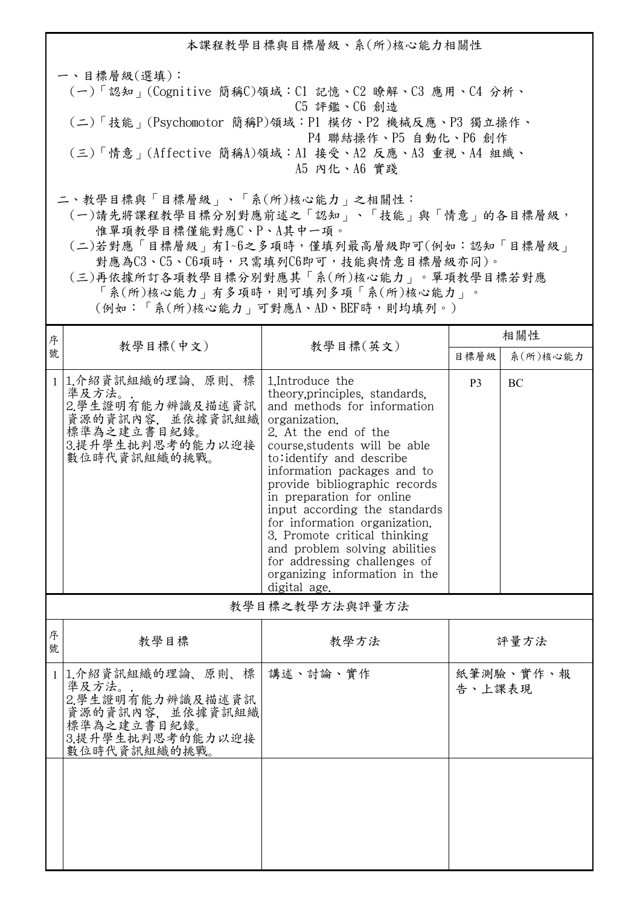# 本課程教學目標與目標層級、系(所)核心能力相關性

一、目標層級(選填)：

(一)「認知」(Cognitive 簡稱C)領域：C1 記憶、C2 瞭解、C3 應用、C4 分析、C5 評鑑、C6 創造

(二)「技能」(Psychomotor 簡稱P)領域：P1 模仿、P2 機械反應、P3 獨立操作、P4 聯結操作、P5 自動化、P6 創作

(三)「情意」(Affective 簡稱A)領域：A1 接受、A2 反應、A3 重視、A4 組織、A5 內化、A6 實踐

二、教學目標與「目標層級」、「系(所)核心能力」之相關性：

(一)請先將課程教學目標分別對應前述之「認知」、「技能」與「情意」的各目標層級，惟單項教學目標僅能對應C、P、A其中一項。

(二)若對應「目標層級」有1~6之多項時，僅填列最高層級即可(例如：認知「目標層級」對應為C3、C5、C6項時，只需填列C6即可，技能與情意目標層級亦同)。

(三)再依據所訂各項教學目標分別對應其「系(所)核心能力」。單項教學目標若對應「系(所)核心能力」有多項時，則可填列多項「系(所)核心能力」。(例如：「系(所)核心能力」可對應A、AD、BEF時，則均填列。)

| 序號 | 教學目標(中文) | 教學目標(英文) | 相關性 | |
|---|---|---|---|---|
| | | | 目標層級 | 系(所)核心能力 |
| 1 | 1.介紹資訊組織的理論、原則、標準及方法。.<br>2.學生證明有能力辨識及描述資訊資源的資訊內容，並依據資訊組織標準為之建立書目紀錄。<br>3.提升學生批判思考的能力以迎接數位時代資訊組織的挑戰。 | 1.Introduce the theory,principles, standards, and methods for information organization.<br>2. At the end of the course,students will be able to:identify and describe information packages and to provide bibliographic records in preparation for online input according the standards for information organization.<br>3. Promote critical thinking and problem solving abilities for addressing challenges of organizing information in the digital age. | P3 | BC |

## 教學目標之教學方法與評量方法

| 序號 | 教學目標 | 教學方法 | 評量方法 |
|---|---|---|---|
| 1 | 1.介紹資訊組織的理論、原則、標準及方法。.<br>2.學生證明有能力辨識及描述資訊資源的資訊內容，並依據資訊組織標準為之建立書目紀錄。<br>3.提升學生批判思考的能力以迎接數位時代資訊組織的挑戰。 | 講述、討論、實作 | 紙筆測驗、實作、報告、上課表現 |
| | | | |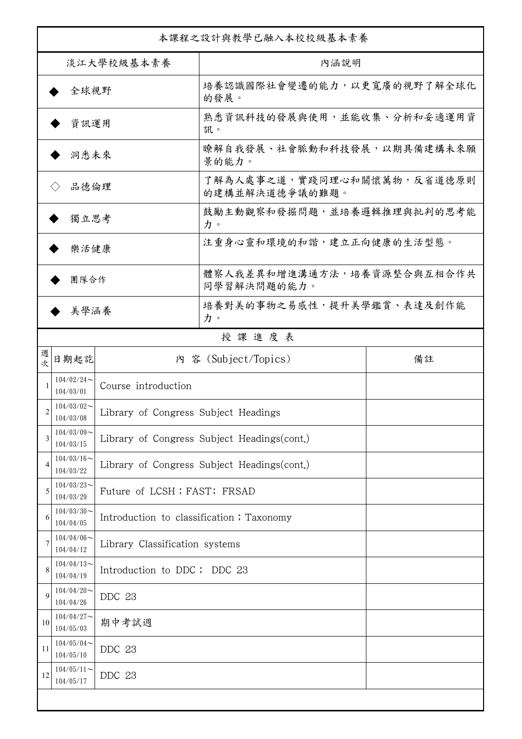本課程之設計與教學已融入本校校級基本素養

| 淡江大學校級基本素養 | 內涵說明 |
| --- | --- |
| ◆ 全球視野 | 培養認識國際社會變遷的能力，以更寬廣的視野了解全球化的發展。 |
| ◆ 資訊運用 | 熟悉資訊科技的發展與使用，並能收集、分析和妥適運用資訊。 |
| ◆ 洞悉未來 | 瞭解自我發展、社會脈動和科技發展，以期具備建構未來願景的能力。 |
| ◇ 品德倫理 | 了解為人處事之道，實踐同理心和關懷萬物，反省道德原則的建構並解決道德爭議的難題。 |
| ◆ 獨立思考 | 鼓勵主動觀察和發掘問題，並培養邏輯推理與批判的思考能力。 |
| ◆ 樂活健康 | 注重身心靈和環境的和諧，建立正向健康的生活型態。 |
| ◆ 團隊合作 | 體察人我差異和增進溝通方法，培養資源整合與互相合作共同學習解決問題的能力。 |
| ◆ 美學涵養 | 培養對美的事物之易感性，提升美學鑑賞、表達及創作能力。 |

授 課 進 度 表

| 週次 | 日期起訖 | 內 容 (Subject/Topics) | 備註 |
| --- | --- | --- | --- |
| 1 | 104/02/24～104/03/01 | Course introduction | |
| 2 | 104/03/02～104/03/08 | Library of Congress Subject Headings | |
| 3 | 104/03/09～104/03/15 | Library of Congress Subject Headings(cont.) | |
| 4 | 104/03/16～104/03/22 | Library of Congress Subject Headings(cont.) | |
| 5 | 104/03/23～104/03/29 | Future of LCSH；FAST; FRSAD | |
| 6 | 104/03/30～104/04/05 | Introduction to classification；Taxonomy | |
| 7 | 104/04/06～104/04/12 | Library Classification systems | |
| 8 | 104/04/13～104/04/19 | Introduction to DDC； DDC 23 | |
| 9 | 104/04/20～104/04/26 | DDC 23 | |
| 10 | 104/04/27～104/05/03 | 期中考試週 | |
| 11 | 104/05/04～104/05/10 | DDC 23 | |
| 12 | 104/05/11～104/05/17 | DDC 23 | |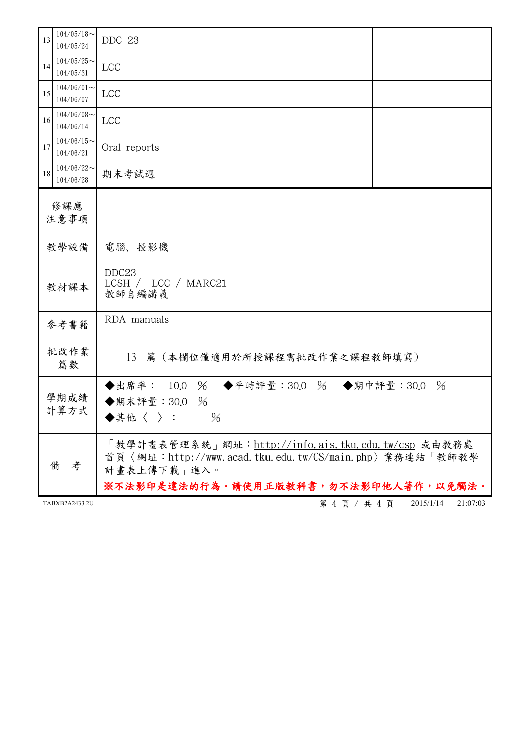| | | | |
|---|---|---|---|
| 13 | 104/05/18～<br>104/05/24 | DDC 23 | |
| 14 | 104/05/25～<br>104/05/31 | LCC | |
| 15 | 104/06/01～<br>104/06/07 | LCC | |
| 16 | 104/06/08～<br>104/06/14 | LCC | |
| 17 | 104/06/15～<br>104/06/21 | Oral reports | |
| 18 | 104/06/22～<br>104/06/28 | 期末考試週 | |

| | |
|---|---|
| 修課應注意事項 | |
| 教學設備 | 電腦、投影機 |
| 教材課本 | DDC23<br>LCSH / LCC / MARC21<br>教師自編講義 |
| 參考書籍 | RDA manuals |
| 批改作業篇數 | 13 篇（本欄位僅適用於所授課程需批改作業之課程教師填寫） |
| 學期成績計算方式 | ◆出席率： 10.0 ％ ◆平時評量：30.0 ％ ◆期中評量：30.0 ％<br>◆期末評量：30.0 ％<br>◆其他〈 〉： ％ |
| 備　考 | 「教學計畫表管理系統」網址：http://info.ais.tku.edu.tw/csp 或由教務處首頁〈網址：http://www.acad.tku.edu.tw/CS/main.php〉業務連結「教師教學計畫表上傳下載」進入。<br>**※不法影印是違法的行為。請使用正版教科書，勿不法影印他人著作，以免觸法。** |

TABXB2A2433 2U